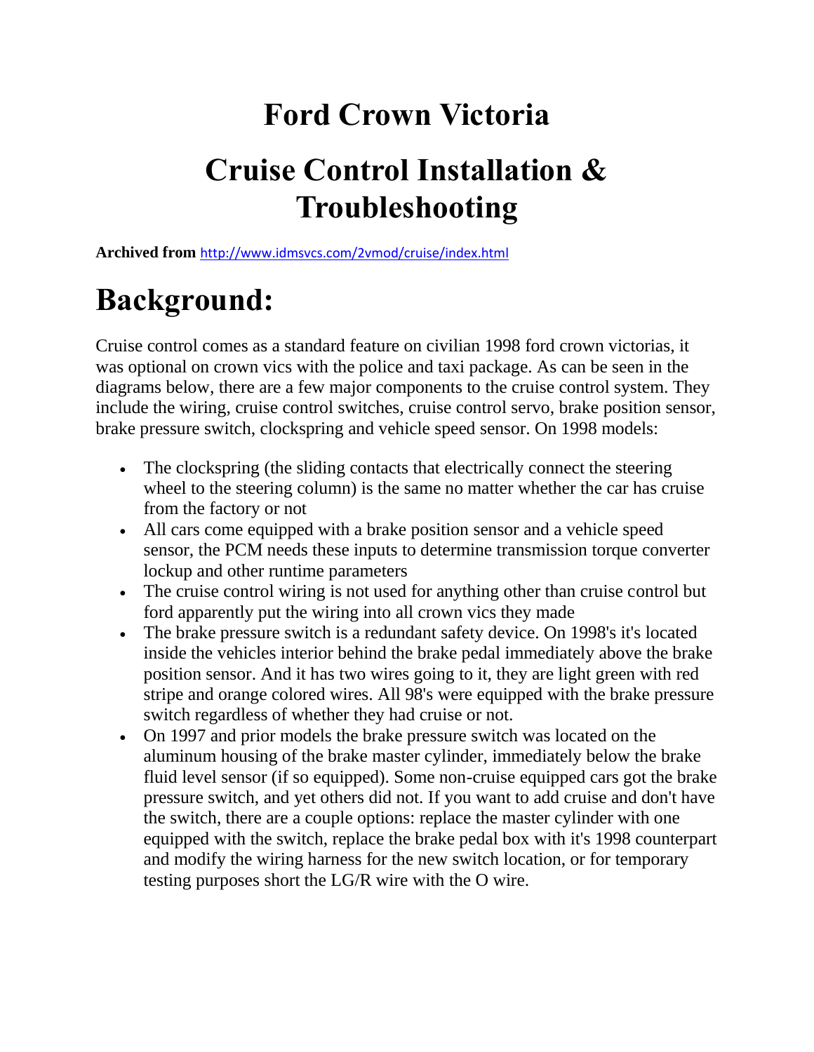# Ford Crown Victoria

# Cruise Control Installation & Troubleshooting

**Archived from** http://www.idmsvcs.com/2vmod/cruise/index.html

## Background:

Cruise control comes as a standard feature on civilian 1998 ford crown victorias, it was optional on crown vics with the police and taxi package. As can be seen in the diagrams below, there are a few major components to the cruise control system. They include the wiring, cruise control switches, cruise control servo, brake position sensor, brake pressure switch, clockspring and vehicle speed sensor. On 1998 models:

- The clockspring (the sliding contacts that electrically connect the steering wheel to the steering column) is the same no matter whether the car has cruise from the factory or not
- All cars come equipped with a brake position sensor and a vehicle speed sensor, the PCM needs these inputs to determine transmission torque converter lockup and other runtime parameters
- The cruise control wiring is not used for anything other than cruise control but ford apparently put the wiring into all crown vics they made
- The brake pressure switch is a redundant safety device. On 1998's it's located inside the vehicles interior behind the brake pedal immediately above the brake position sensor. And it has two wires going to it, they are light green with red stripe and orange colored wires. All 98's were equipped with the brake pressure switch regardless of whether they had cruise or not.
- On 1997 and prior models the brake pressure switch was located on the aluminum housing of the brake master cylinder, immediately below the brake fluid level sensor (if so equipped). Some non-cruise equipped cars got the brake pressure switch, and yet others did not. If you want to add cruise and don't have the switch, there are a couple options: replace the master cylinder with one equipped with the switch, replace the brake pedal box with it's 1998 counterpart and modify the wiring harness for the new switch location, or for temporary testing purposes short the LG/R wire with the O wire.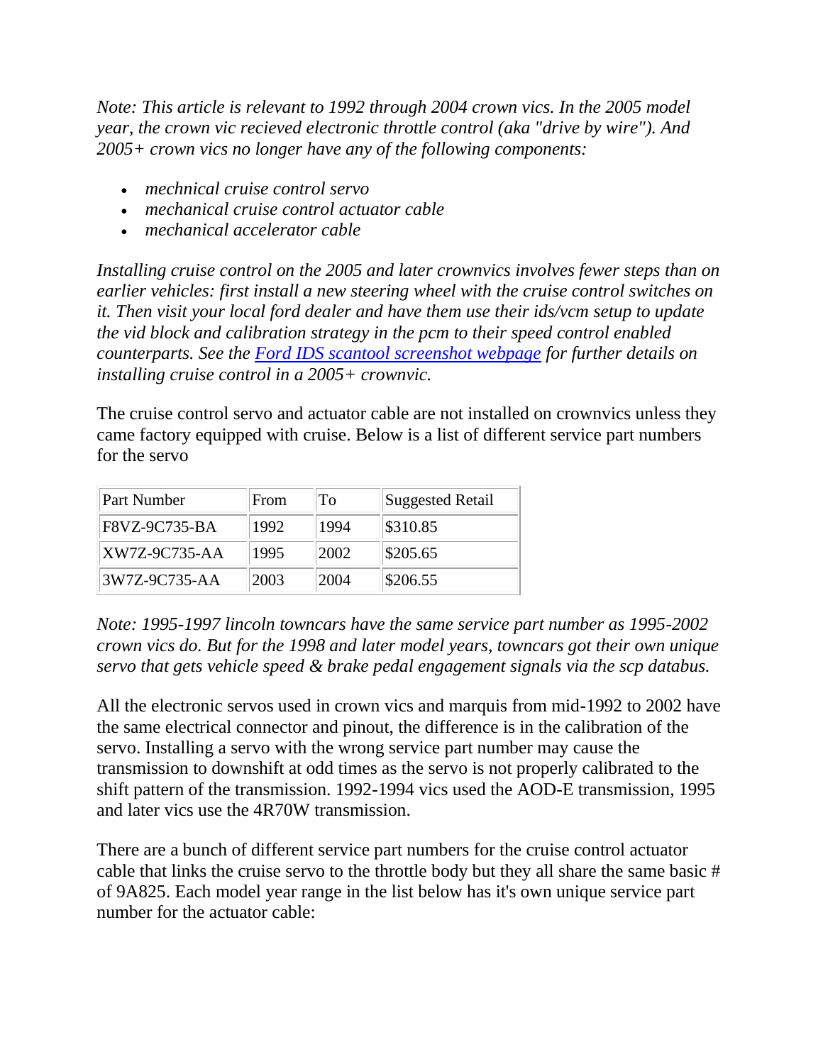*Note: This article is relevant to 1992 through 2004 crown vics. In the 2005 model year, the crown vic recieved electronic throttle control (aka "drive by wire"). And 2005+ crown vics no longer have any of the following components:*

- *mechnical cruise control servo*
- *mechanical cruise control actuator cable*
- *mechanical accelerator cable*

*Installing cruise control on the 2005 and later crownvics involves fewer steps than on earlier vehicles: first install a new steering wheel with the cruise control switches on it. Then visit your local ford dealer and have them use their ids/vcm setup to update the vid block and calibration strategy in the pcm to their speed control enabled counterparts. See the [Ford IDS scantool screenshot webpage] for further details on installing cruise control in a 2005+ crownvic.*

The cruise control servo and actuator cable are not installed on crownvics unless they came factory equipped with cruise. Below is a list of different service part numbers for the servo

| Part Number | From | To | Suggested Retail |
|---|---|---|---|
| F8VZ-9C735-BA | 1992 | 1994 | $310.85 |
| XW7Z-9C735-AA | 1995 | 2002 | $205.65 |
| 3W7Z-9C735-AA | 2003 | 2004 | $206.55 |

*Note: 1995-1997 lincoln towncars have the same service part number as 1995-2002 crown vics do. But for the 1998 and later model years, towncars got their own unique servo that gets vehicle speed & brake pedal engagement signals via the scp databus.*

All the electronic servos used in crown vics and marquis from mid-1992 to 2002 have the same electrical connector and pinout, the difference is in the calibration of the servo. Installing a servo with the wrong service part number may cause the transmission to downshift at odd times as the servo is not properly calibrated to the shift pattern of the transmission. 1992-1994 vics used the AOD-E transmission, 1995 and later vics use the 4R70W transmission.

There are a bunch of different service part numbers for the cruise control actuator cable that links the cruise servo to the throttle body but they all share the same basic # of 9A825. Each model year range in the list below has it's own unique service part number for the actuator cable: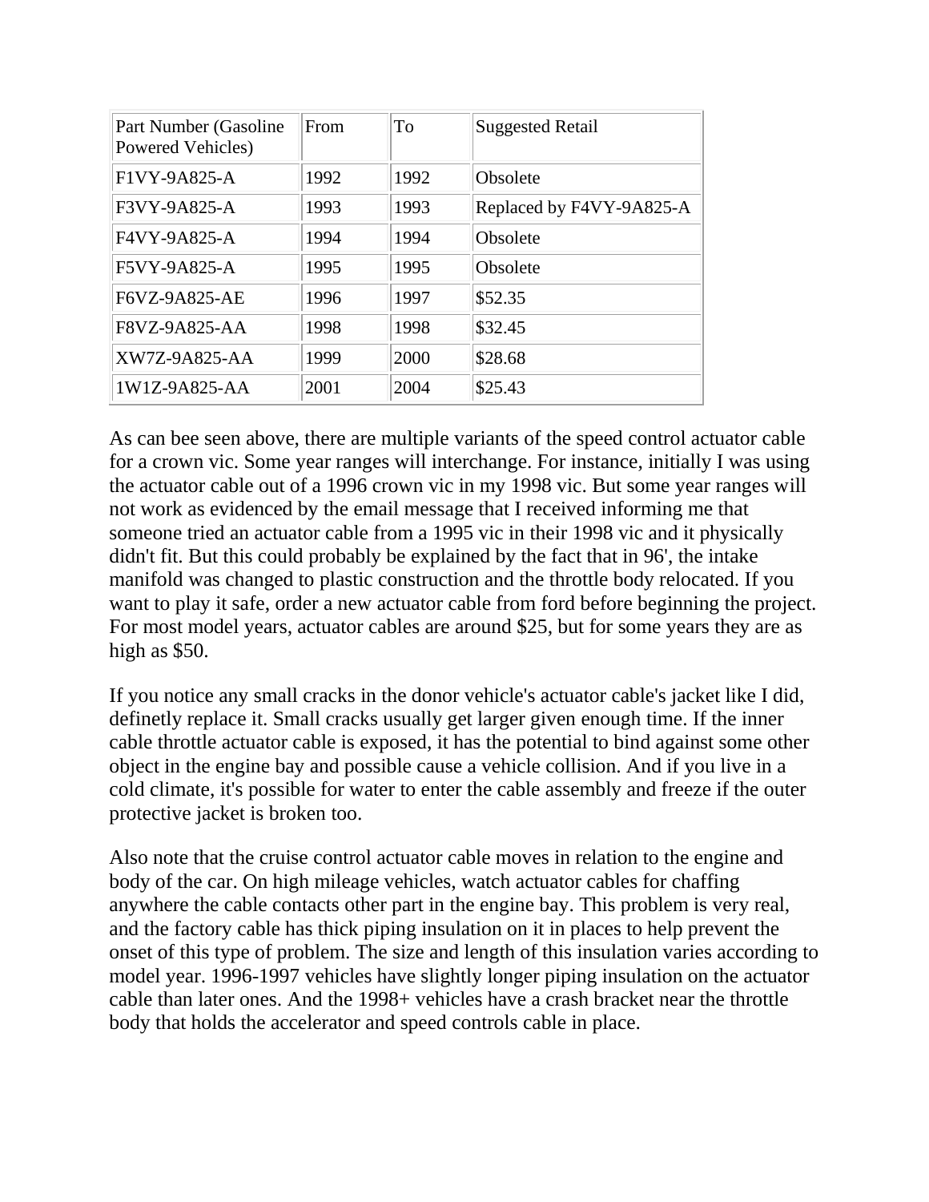| Part Number (Gasoline Powered Vehicles) | From | To | Suggested Retail |
|---|---|---|---|
| F1VY-9A825-A | 1992 | 1992 | Obsolete |
| F3VY-9A825-A | 1993 | 1993 | Replaced by F4VY-9A825-A |
| F4VY-9A825-A | 1994 | 1994 | Obsolete |
| F5VY-9A825-A | 1995 | 1995 | Obsolete |
| F6VZ-9A825-AE | 1996 | 1997 | $52.35 |
| F8VZ-9A825-AA | 1998 | 1998 | $32.45 |
| XW7Z-9A825-AA | 1999 | 2000 | $28.68 |
| 1W1Z-9A825-AA | 2001 | 2004 | $25.43 |

As can bee seen above, there are multiple variants of the speed control actuator cable for a crown vic. Some year ranges will interchange. For instance, initially I was using the actuator cable out of a 1996 crown vic in my 1998 vic. But some year ranges will not work as evidenced by the email message that I received informing me that someone tried an actuator cable from a 1995 vic in their 1998 vic and it physically didn't fit. But this could probably be explained by the fact that in 96', the intake manifold was changed to plastic construction and the throttle body relocated. If you want to play it safe, order a new actuator cable from ford before beginning the project. For most model years, actuator cables are around $25, but for some years they are as high as $50.

If you notice any small cracks in the donor vehicle's actuator cable's jacket like I did, definetly replace it. Small cracks usually get larger given enough time. If the inner cable throttle actuator cable is exposed, it has the potential to bind against some other object in the engine bay and possible cause a vehicle collision. And if you live in a cold climate, it's possible for water to enter the cable assembly and freeze if the outer protective jacket is broken too.

Also note that the cruise control actuator cable moves in relation to the engine and body of the car. On high mileage vehicles, watch actuator cables for chaffing anywhere the cable contacts other part in the engine bay. This problem is very real, and the factory cable has thick piping insulation on it in places to help prevent the onset of this type of problem. The size and length of this insulation varies according to model year. 1996-1997 vehicles have slightly longer piping insulation on the actuator cable than later ones. And the 1998+ vehicles have a crash bracket near the throttle body that holds the accelerator and speed controls cable in place.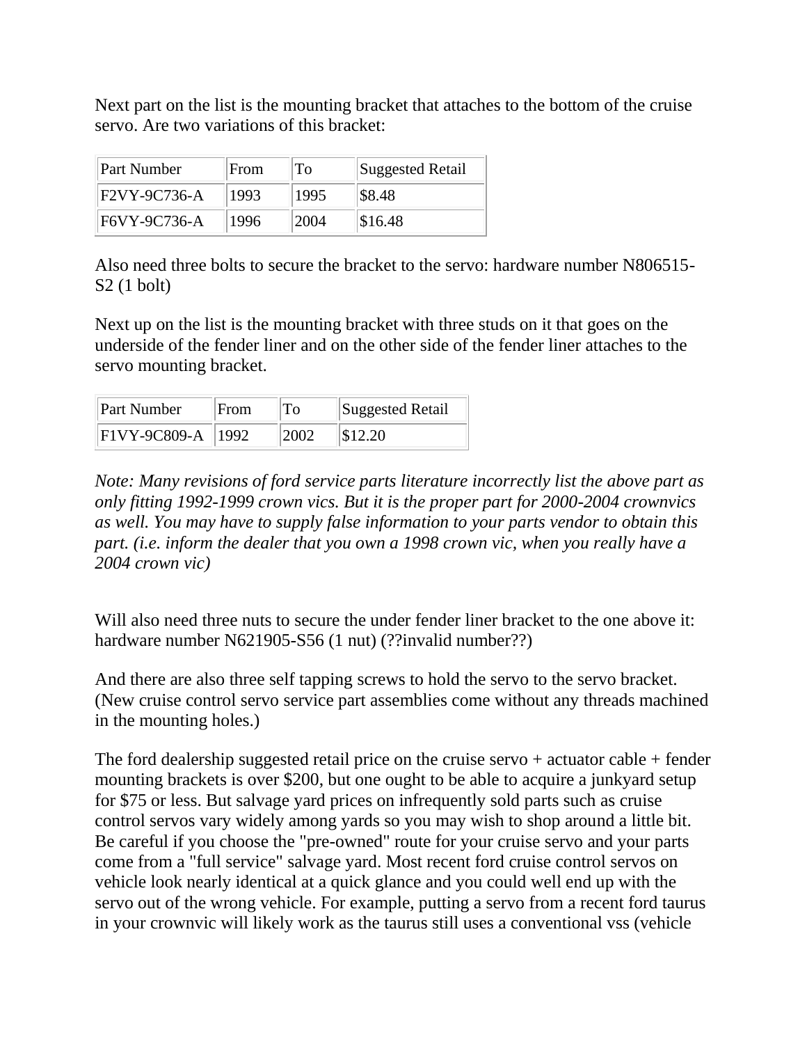Next part on the list is the mounting bracket that attaches to the bottom of the cruise servo. Are two variations of this bracket:

| Part Number | From | To | Suggested Retail |
| --- | --- | --- | --- |
| F2VY-9C736-A | 1993 | 1995 | $8.48 |
| F6VY-9C736-A | 1996 | 2004 | $16.48 |

Also need three bolts to secure the bracket to the servo: hardware number N806515-S2 (1 bolt)

Next up on the list is the mounting bracket with three studs on it that goes on the underside of the fender liner and on the other side of the fender liner attaches to the servo mounting bracket.

| Part Number | From | To | Suggested Retail |
| --- | --- | --- | --- |
| F1VY-9C809-A | 1992 | 2002 | $12.20 |

*Note: Many revisions of ford service parts literature incorrectly list the above part as only fitting 1992-1999 crown vics. But it is the proper part for 2000-2004 crownvics as well. You may have to supply false information to your parts vendor to obtain this part. (i.e. inform the dealer that you own a 1998 crown vic, when you really have a 2004 crown vic)*

Will also need three nuts to secure the under fender liner bracket to the one above it: hardware number N621905-S56 (1 nut) (??invalid number??)

And there are also three self tapping screws to hold the servo to the servo bracket. (New cruise control servo service part assemblies come without any threads machined in the mounting holes.)

The ford dealership suggested retail price on the cruise servo + actuator cable + fender mounting brackets is over $200, but one ought to be able to acquire a junkyard setup for $75 or less. But salvage yard prices on infrequently sold parts such as cruise control servos vary widely among yards so you may wish to shop around a little bit. Be careful if you choose the "pre-owned" route for your cruise servo and your parts come from a "full service" salvage yard. Most recent ford cruise control servos on vehicle look nearly identical at a quick glance and you could well end up with the servo out of the wrong vehicle. For example, putting a servo from a recent ford taurus in your crownvic will likely work as the taurus still uses a conventional vss (vehicle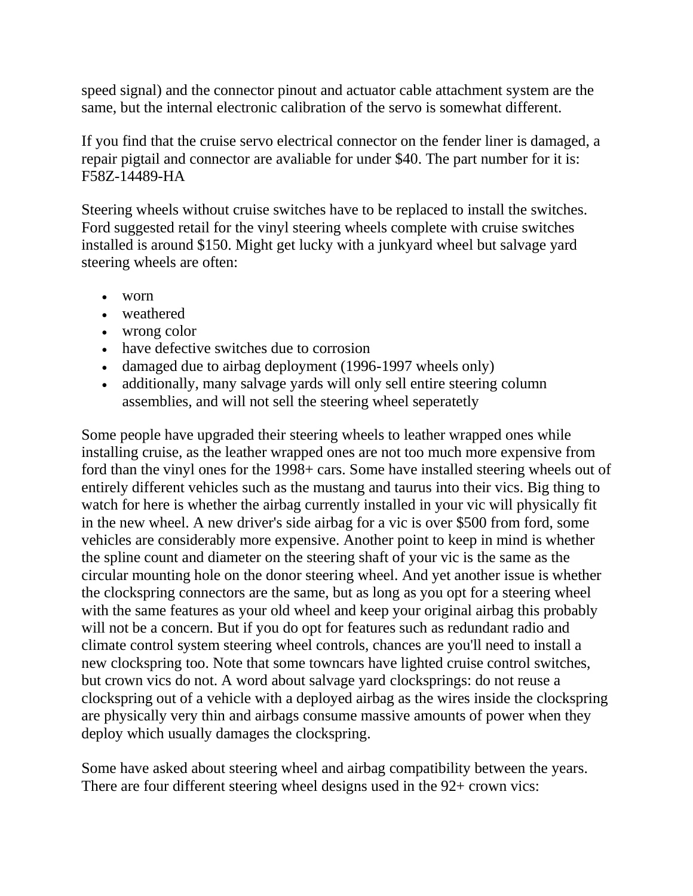speed signal) and the connector pinout and actuator cable attachment system are the same, but the internal electronic calibration of the servo is somewhat different.

If you find that the cruise servo electrical connector on the fender liner is damaged, a repair pigtail and connector are avaliable for under $40. The part number for it is: F58Z-14489-HA

Steering wheels without cruise switches have to be replaced to install the switches. Ford suggested retail for the vinyl steering wheels complete with cruise switches installed is around $150. Might get lucky with a junkyard wheel but salvage yard steering wheels are often:

- worn
- weathered
- wrong color
- have defective switches due to corrosion
- damaged due to airbag deployment (1996-1997 wheels only)
- additionally, many salvage yards will only sell entire steering column assemblies, and will not sell the steering wheel seperatetly

Some people have upgraded their steering wheels to leather wrapped ones while installing cruise, as the leather wrapped ones are not too much more expensive from ford than the vinyl ones for the 1998+ cars. Some have installed steering wheels out of entirely different vehicles such as the mustang and taurus into their vics. Big thing to watch for here is whether the airbag currently installed in your vic will physically fit in the new wheel. A new driver's side airbag for a vic is over $500 from ford, some vehicles are considerably more expensive. Another point to keep in mind is whether the spline count and diameter on the steering shaft of your vic is the same as the circular mounting hole on the donor steering wheel. And yet another issue is whether the clockspring connectors are the same, but as long as you opt for a steering wheel with the same features as your old wheel and keep your original airbag this probably will not be a concern. But if you do opt for features such as redundant radio and climate control system steering wheel controls, chances are you'll need to install a new clockspring too. Note that some towncars have lighted cruise control switches, but crown vics do not. A word about salvage yard clocksprings: do not reuse a clockspring out of a vehicle with a deployed airbag as the wires inside the clockspring are physically very thin and airbags consume massive amounts of power when they deploy which usually damages the clockspring.

Some have asked about steering wheel and airbag compatibility between the years. There are four different steering wheel designs used in the 92+ crown vics: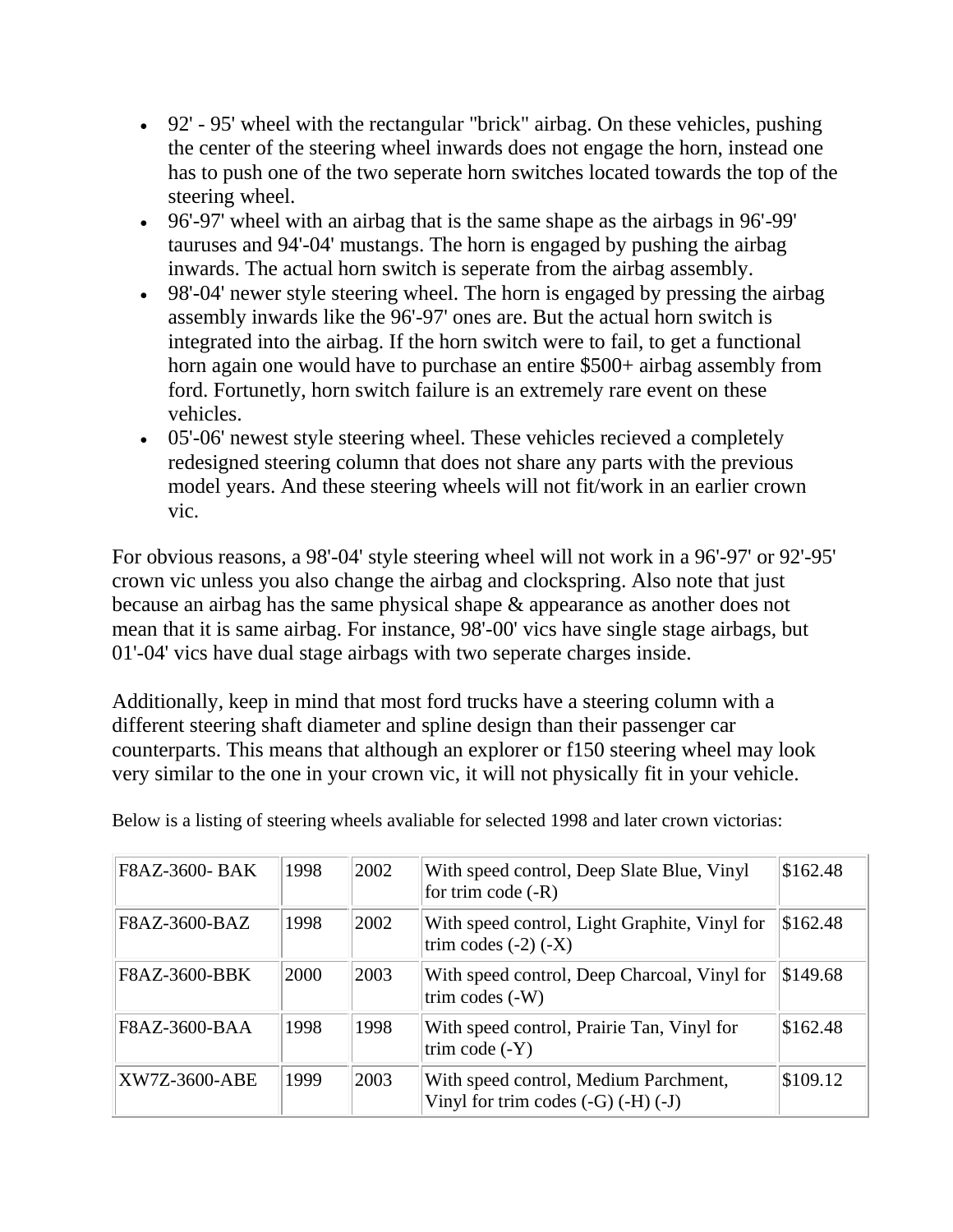- 92' - 95' wheel with the rectangular "brick" airbag. On these vehicles, pushing the center of the steering wheel inwards does not engage the horn, instead one has to push one of the two seperate horn switches located towards the top of the steering wheel.
- 96'-97' wheel with an airbag that is the same shape as the airbags in 96'-99' tauruses and 94'-04' mustangs. The horn is engaged by pushing the airbag inwards. The actual horn switch is seperate from the airbag assembly.
- 98'-04' newer style steering wheel. The horn is engaged by pressing the airbag assembly inwards like the 96'-97' ones are. But the actual horn switch is integrated into the airbag. If the horn switch were to fail, to get a functional horn again one would have to purchase an entire $500+ airbag assembly from ford. Fortunetly, horn switch failure is an extremely rare event on these vehicles.
- 05'-06' newest style steering wheel. These vehicles recieved a completely redesigned steering column that does not share any parts with the previous model years. And these steering wheels will not fit/work in an earlier crown vic.

For obvious reasons, a 98'-04' style steering wheel will not work in a 96'-97' or 92'-95' crown vic unless you also change the airbag and clockspring. Also note that just because an airbag has the same physical shape & appearance as another does not mean that it is same airbag. For instance, 98'-00' vics have single stage airbags, but 01'-04' vics have dual stage airbags with two seperate charges inside.

Additionally, keep in mind that most ford trucks have a steering column with a different steering shaft diameter and spline design than their passenger car counterparts. This means that although an explorer or f150 steering wheel may look very similar to the one in your crown vic, it will not physically fit in your vehicle.

Below is a listing of steering wheels avaliable for selected 1998 and later crown victorias:

| | | | | |
|---|---|---|---|---|
| F8AZ-3600- BAK | 1998 | 2002 | With speed control, Deep Slate Blue, Vinyl for trim code (-R) | $162.48 |
| F8AZ-3600-BAZ | 1998 | 2002 | With speed control, Light Graphite, Vinyl for trim codes (-2) (-X) | $162.48 |
| F8AZ-3600-BBK | 2000 | 2003 | With speed control, Deep Charcoal, Vinyl for trim codes (-W) | $149.68 |
| F8AZ-3600-BAA | 1998 | 1998 | With speed control, Prairie Tan, Vinyl for trim code (-Y) | $162.48 |
| XW7Z-3600-ABE | 1999 | 2003 | With speed control, Medium Parchment, Vinyl for trim codes (-G) (-H) (-J) | $109.12 |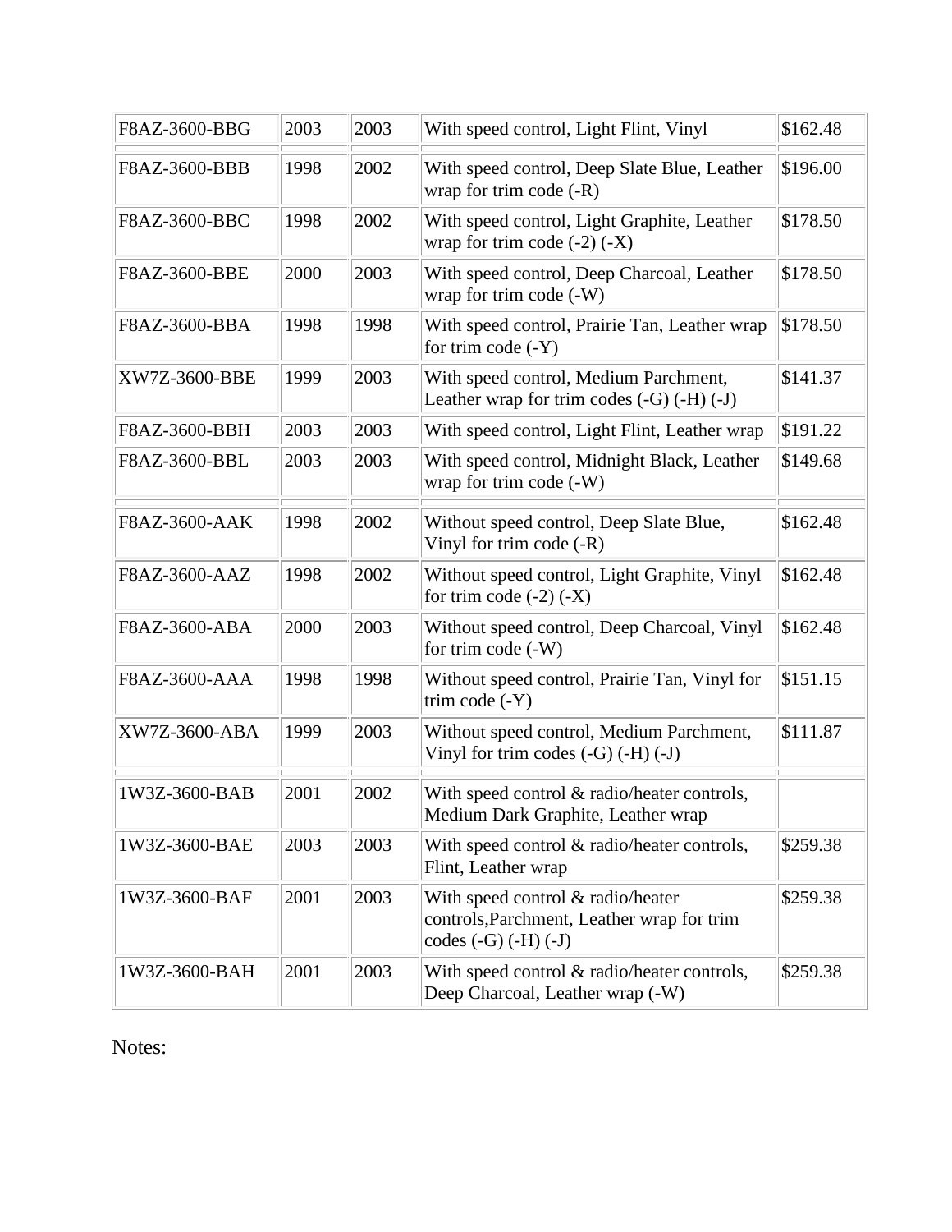| F8AZ-3600-BBG | 2003 | 2003 | With speed control, Light Flint, Vinyl | $162.48 |
|---|---|---|---|---|
| F8AZ-3600-BBB | 1998 | 2002 | With speed control, Deep Slate Blue, Leather wrap for trim code (-R) | $196.00 |
| F8AZ-3600-BBC | 1998 | 2002 | With speed control, Light Graphite, Leather wrap for trim code (-2) (-X) | $178.50 |
| F8AZ-3600-BBE | 2000 | 2003 | With speed control, Deep Charcoal, Leather wrap for trim code (-W) | $178.50 |
| F8AZ-3600-BBA | 1998 | 1998 | With speed control, Prairie Tan, Leather wrap for trim code (-Y) | $178.50 |
| XW7Z-3600-BBE | 1999 | 2003 | With speed control, Medium Parchment, Leather wrap for trim codes (-G) (-H) (-J) | $141.37 |
| F8AZ-3600-BBH | 2003 | 2003 | With speed control, Light Flint, Leather wrap | $191.22 |
| F8AZ-3600-BBL | 2003 | 2003 | With speed control, Midnight Black, Leather wrap for trim code (-W) | $149.68 |
| | | | | |
| F8AZ-3600-AAK | 1998 | 2002 | Without speed control, Deep Slate Blue, Vinyl for trim code (-R) | $162.48 |
| F8AZ-3600-AAZ | 1998 | 2002 | Without speed control, Light Graphite, Vinyl for trim code (-2) (-X) | $162.48 |
| F8AZ-3600-ABA | 2000 | 2003 | Without speed control, Deep Charcoal, Vinyl for trim code (-W) | $162.48 |
| F8AZ-3600-AAA | 1998 | 1998 | Without speed control, Prairie Tan, Vinyl for trim code (-Y) | $151.15 |
| XW7Z-3600-ABA | 1999 | 2003 | Without speed control, Medium Parchment, Vinyl for trim codes (-G) (-H) (-J) | $111.87 |
| | | | | |
| 1W3Z-3600-BAB | 2001 | 2002 | With speed control & radio/heater controls, Medium Dark Graphite, Leather wrap | |
| 1W3Z-3600-BAE | 2003 | 2003 | With speed control & radio/heater controls, Flint, Leather wrap | $259.38 |
| 1W3Z-3600-BAF | 2001 | 2003 | With speed control & radio/heater controls,Parchment, Leather wrap for trim codes (-G) (-H) (-J) | $259.38 |
| 1W3Z-3600-BAH | 2001 | 2003 | With speed control & radio/heater controls, Deep Charcoal, Leather wrap (-W) | $259.38 |

Notes: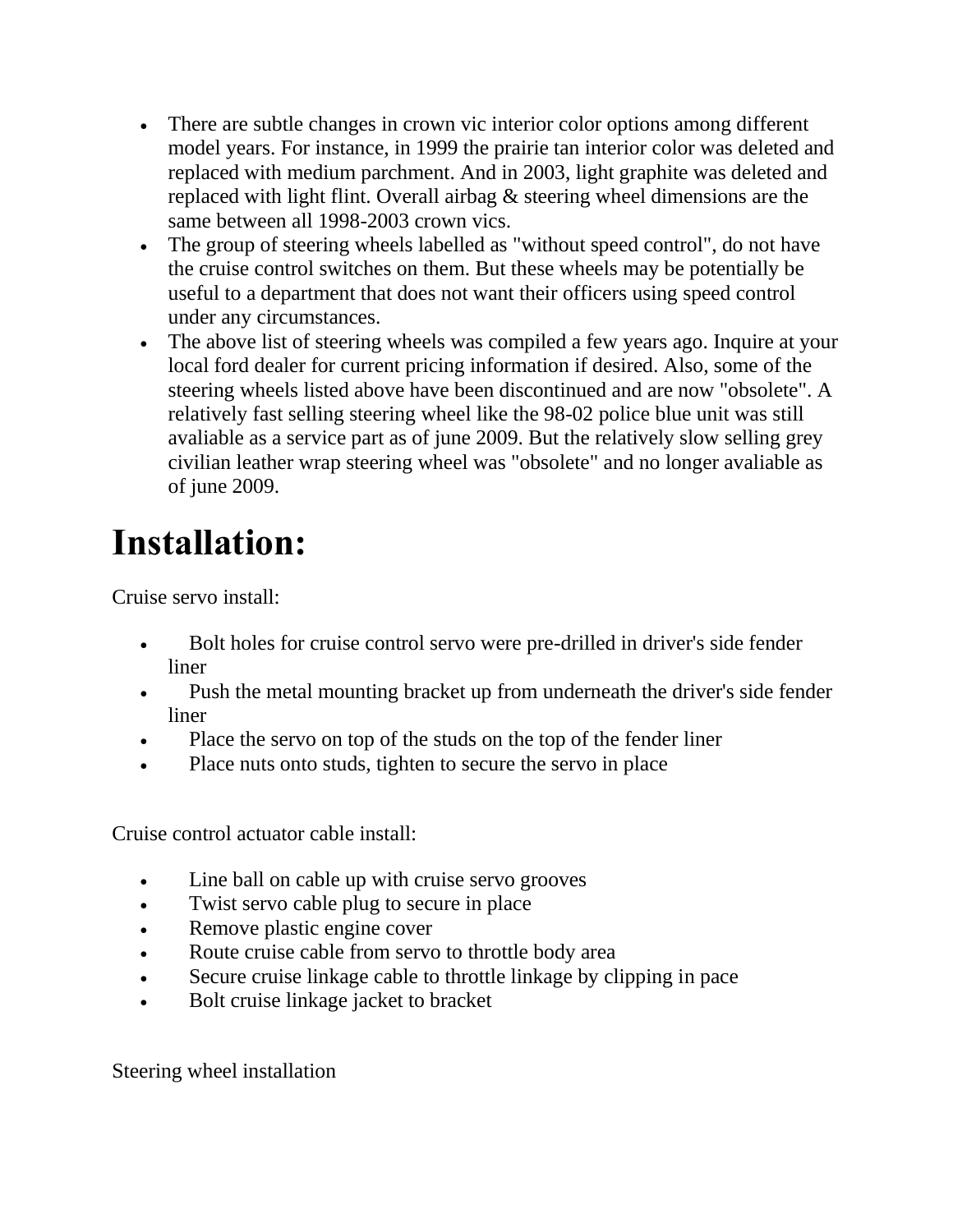- There are subtle changes in crown vic interior color options among different model years. For instance, in 1999 the prairie tan interior color was deleted and replaced with medium parchment. And in 2003, light graphite was deleted and replaced with light flint. Overall airbag & steering wheel dimensions are the same between all 1998-2003 crown vics.
- The group of steering wheels labelled as "without speed control", do not have the cruise control switches on them. But these wheels may be potentially be useful to a department that does not want their officers using speed control under any circumstances.
- The above list of steering wheels was compiled a few years ago. Inquire at your local ford dealer for current pricing information if desired. Also, some of the steering wheels listed above have been discontinued and are now "obsolete". A relatively fast selling steering wheel like the 98-02 police blue unit was still avaliable as a service part as of june 2009. But the relatively slow selling grey civilian leather wrap steering wheel was "obsolete" and no longer avaliable as of june 2009.

# Installation:

Cruise servo install:

- Bolt holes for cruise control servo were pre-drilled in driver's side fender liner
- Push the metal mounting bracket up from underneath the driver's side fender liner
- Place the servo on top of the studs on the top of the fender liner
- Place nuts onto studs, tighten to secure the servo in place

Cruise control actuator cable install:

- Line ball on cable up with cruise servo grooves
- Twist servo cable plug to secure in place
- Remove plastic engine cover
- Route cruise cable from servo to throttle body area
- Secure cruise linkage cable to throttle linkage by clipping in pace
- Bolt cruise linkage jacket to bracket

Steering wheel installation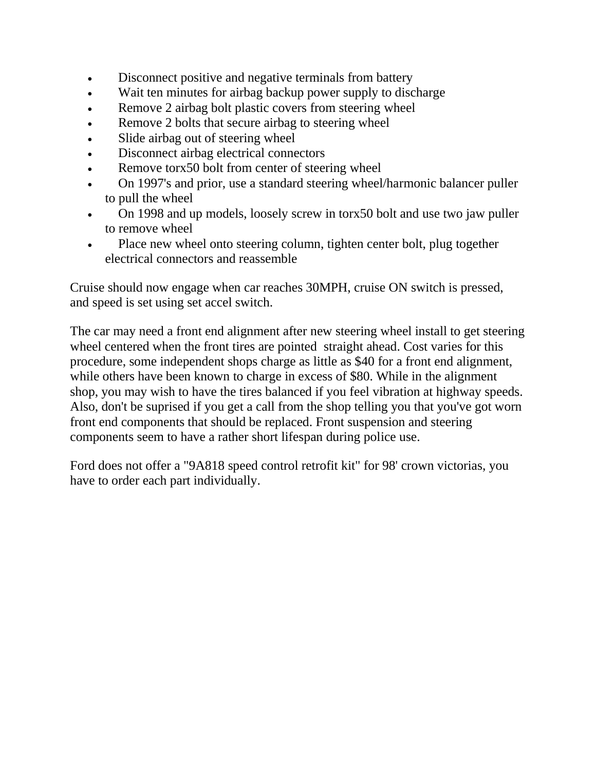- Disconnect positive and negative terminals from battery
- Wait ten minutes for airbag backup power supply to discharge
- Remove 2 airbag bolt plastic covers from steering wheel
- Remove 2 bolts that secure airbag to steering wheel
- Slide airbag out of steering wheel
- Disconnect airbag electrical connectors
- Remove torx50 bolt from center of steering wheel
- On 1997's and prior, use a standard steering wheel/harmonic balancer puller to pull the wheel
- On 1998 and up models, loosely screw in torx50 bolt and use two jaw puller to remove wheel
- Place new wheel onto steering column, tighten center bolt, plug together electrical connectors and reassemble

Cruise should now engage when car reaches 30MPH, cruise ON switch is pressed, and speed is set using set accel switch.

The car may need a front end alignment after new steering wheel install to get steering wheel centered when the front tires are pointed straight ahead. Cost varies for this procedure, some independent shops charge as little as $40 for a front end alignment, while others have been known to charge in excess of $80. While in the alignment shop, you may wish to have the tires balanced if you feel vibration at highway speeds. Also, don't be suprised if you get a call from the shop telling you that you've got worn front end components that should be replaced. Front suspension and steering components seem to have a rather short lifespan during police use.

Ford does not offer a "9A818 speed control retrofit kit" for 98' crown victorias, you have to order each part individually.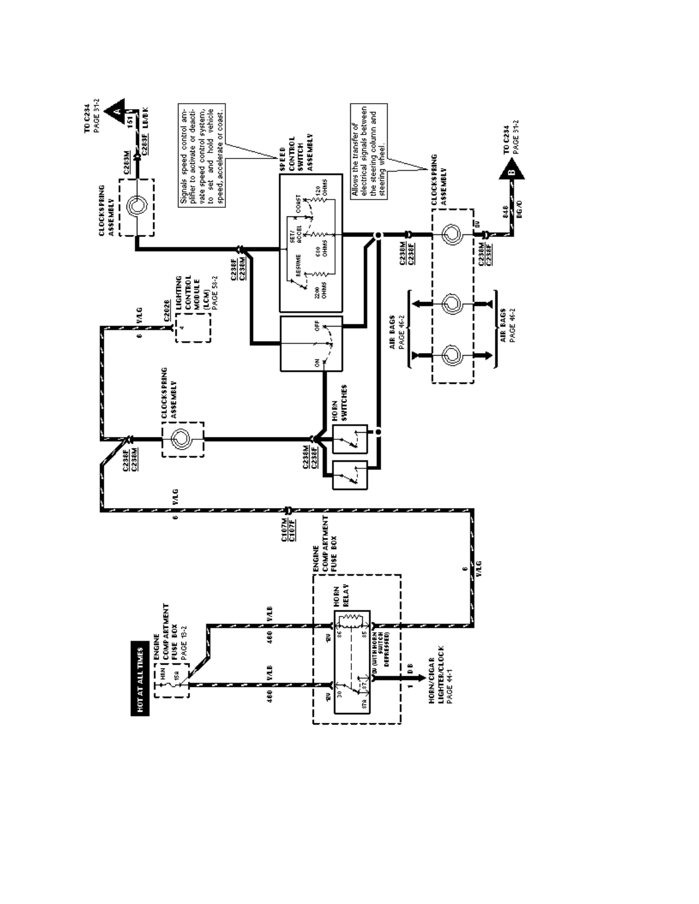HOT AT ALL TIMES

ENGINE COMPARTMENT FUSE BOX PAGE 13-2

HRN 15A

460 V/LB

460 V/LB

ENGINE COMPARTMENT FUSE BOX

HORN RELAY

12V 86 85

12V 30 87 87A

0V (WITH HORN SWITCH DEPRESSED)

1 DB

HORN/CIGAR LIGHTER/CLOCK PAGE 44-1

6 V/LG

C107M C107F

6 V/LG

C238F C238M

CLOCKSPRING ASSEMBLY

C238M C238F

HORN SWITCHES

ON OFF

6 V/LG

C2026

4

LIGHTING CONTROL MODULE (LCM) PAGE 58-2

C238F C238M

SPEED CONTROL SWITCH ASSEMBLY

RESUME SET/ACCEL COAST

2200 OHMS 680 OHMS 120 OHMS

Signals speed control amplifier to activate or deactivate speed control system, to set and hold vehicle speed, accelerate or coast.

CLOCKSPRING ASSEMBLY

C283M

C283F

151 LB/BK

TO C234 PAGE 31-2 (A)

C238M C238F

CLOCKSPRING ASSEMBLY

Allows the transfer of electrical signals between the steering column and steering wheel.

AIR BAGS PAGE 46-2

AIR BAGS PAGE 46-2

0V

C238M C238F

848 DG/O

TO C234 PAGE 31-2 (B)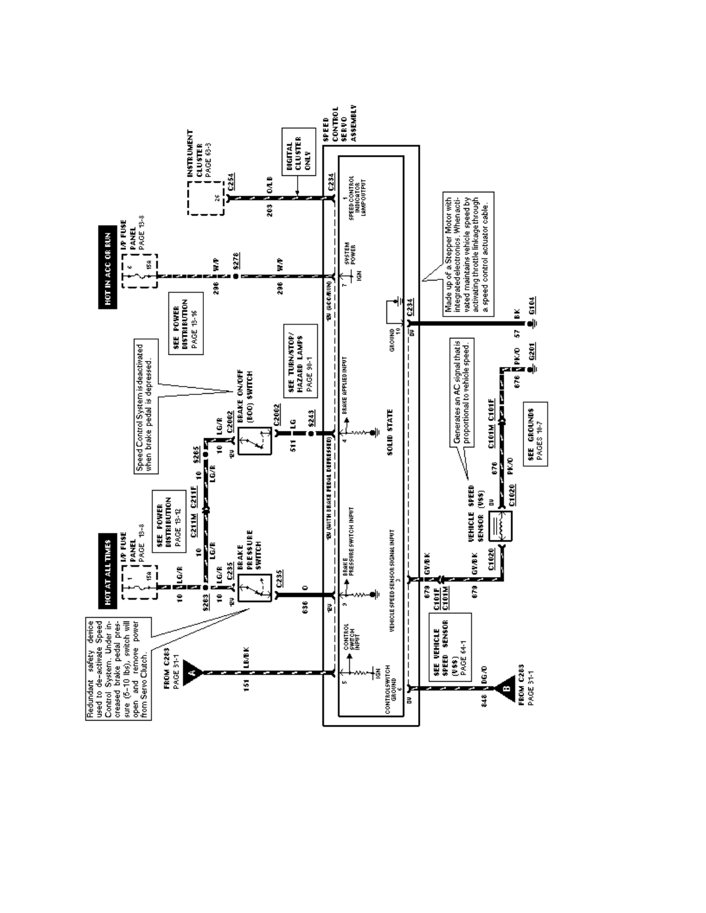**SPEED CONTROL SERVO ASSEMBLY**

**HOT AT ALL TIMES**
- I/P FUSE PANEL PAGE 13-8
- Fuse 1, 15A

**HOT IN ACC OR RUN**
- I/P FUSE PANEL PAGE 13-8
- Fuse 6, 15A

**INSTRUMENT CLUSTER** PAGE 63-3
- 26
- C254

**DIGITAL CLUSTER ONLY**

SEE POWER DISTRIBUTION PAGE 13-16

SEE POWER DISTRIBUTION PAGE 13-12

SEE TURN/STOP/HAZARD LAMPS PAGE 90-1

SEE GROUNDS PAGES 10-7

SEE VEHICLE SPEED SENSOR (VSS) PAGE 64-1

Redundant safety device used to de-activate Speed Control System. Under increased brake pedal pressure (5-10 lbs), switch will open and remove power from Servo Clutch.

Speed Control System is deactivated when brake pedal is depressed.

Made up of a Stepper Motor with integrated electronics. When activated maintains vehicle speed by activating throttle linkage through a speed control actuator cable.

Generates an AC signal that is proportional to vehicle speed.

**BRAKE PRESSURE SWITCH**

**BRAKE ON/OFF (BOO) SWITCH**

**VEHICLE SPEED SENSOR (VSS)**

FROM C283 PAGE 31-1 (A)

FROM C283 PAGE 31-1 (B)

**Speed Control Servo Assembly pins:**
- 1 SPEED CONTROL INDICATOR LAMP OUTPUT
- 7 SYSTEM POWER (IGN) — 12V (ACC/RUN)
- 10 GROUND — 0V
- 4 BRAKE APPLIED INPUT — 12V (WITH BRAKE PEDAL DEPRESSED)
- SOLID STATE
- 9 BRAKE PRESSURE SWITCH INPUT — 12V
- 3 VEHICLE SPEED SENSOR SIGNAL INPUT
- 5 CONTROL SWITCH INPUT (IGN)
- 6 CONTROL SWITCH GROUND — 0V

**Circuits / connectors:**
- 10 LG/R, S263, C235, C211M, C211F, S265, C2002 (12V)
- 511 LG, C2002, S243
- 636 O, C235
- 151 LB/BK
- 296 W/P, S278
- 203 O/LB, C254, C234
- 57 BK, C234, G104
- 676 PK/O, C101M, C101F, C1020, G201 (0V)
- 679 GY/BK, C101F, C101M, C1020
- 848 DG/O (0V)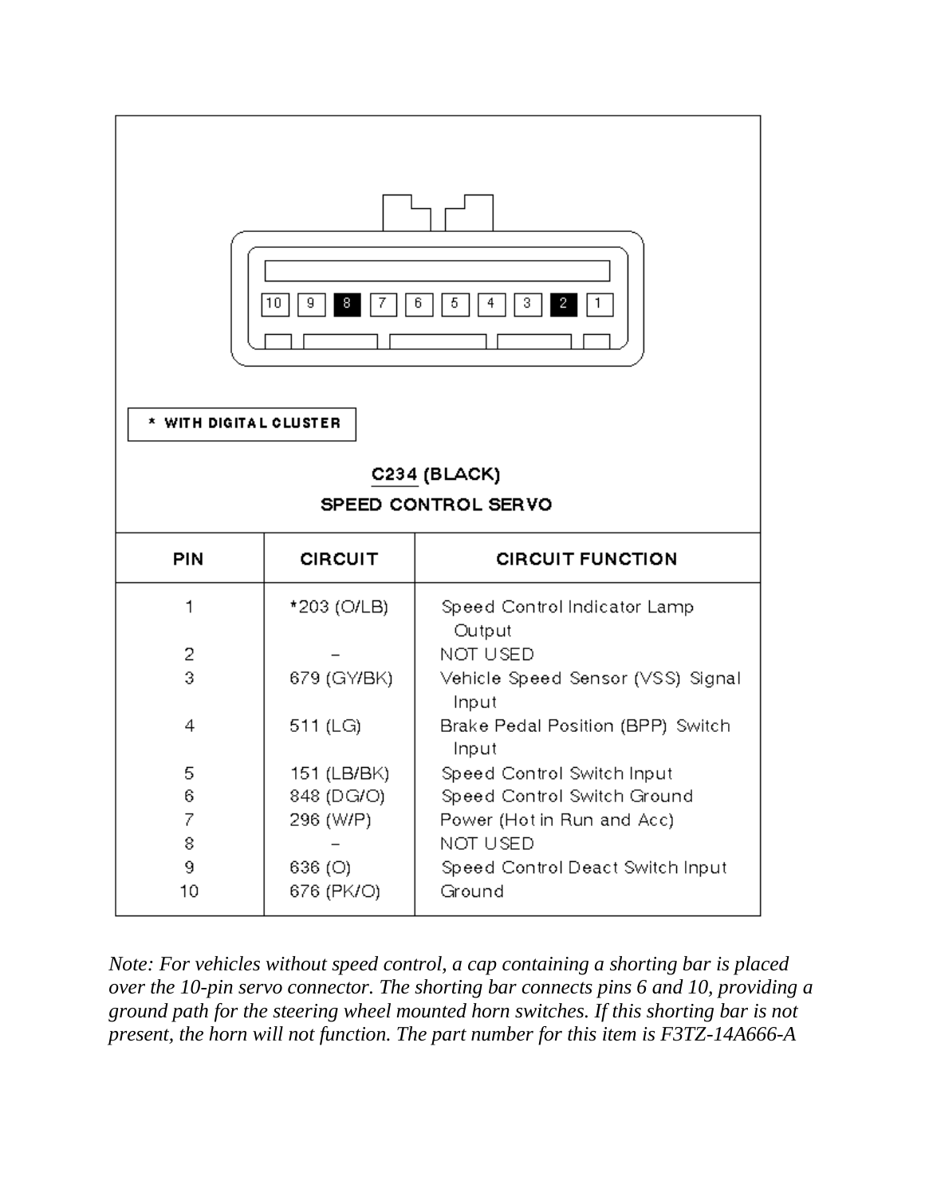10 9 8 7 6 5 4 3 2 1

* WITH DIGITAL CLUSTER

**C234 (BLACK)**

**SPEED CONTROL SERVO**

| PIN | CIRCUIT | CIRCUIT FUNCTION |
|---|---|---|
| 1 | *203 (O/LB) | Speed Control Indicator Lamp Output |
| 2 | – | NOT USED |
| 3 | 679 (GY/BK) | Vehicle Speed Sensor (VSS) Signal Input |
| 4 | 511 (LG) | Brake Pedal Position (BPP) Switch Input |
| 5 | 151 (LB/BK) | Speed Control Switch Input |
| 6 | 848 (DG/O) | Speed Control Switch Ground |
| 7 | 296 (W/P) | Power (Hot in Run and Acc) |
| 8 | – | NOT USED |
| 9 | 636 (O) | Speed Control Deact Switch Input |
| 10 | 676 (PK/O) | Ground |

*Note: For vehicles without speed control, a cap containing a shorting bar is placed over the 10-pin servo connector. The shorting bar connects pins 6 and 10, providing a ground path for the steering wheel mounted horn switches. If this shorting bar is not present, the horn will not function. The part number for this item is F3TZ-14A666-A*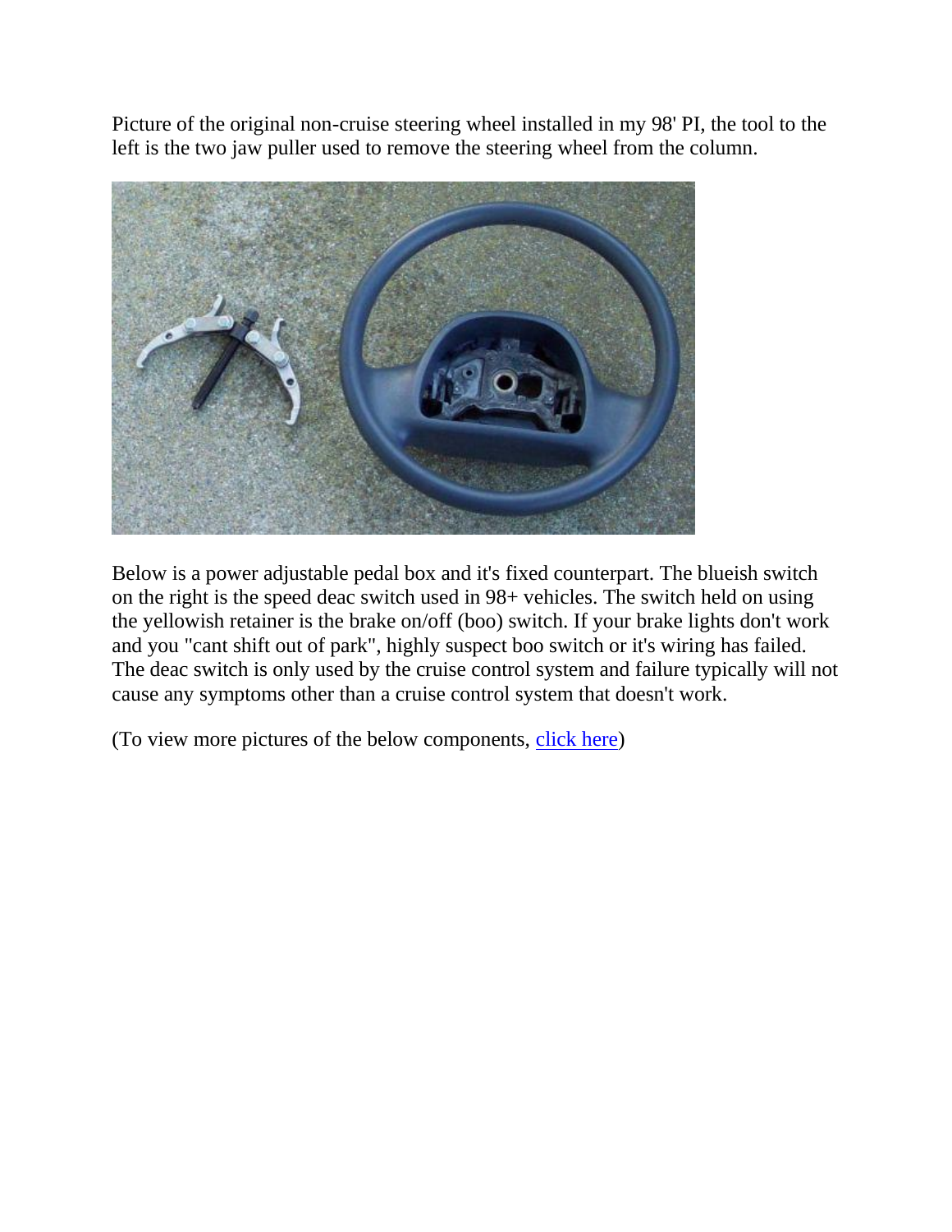Picture of the original non-cruise steering wheel installed in my 98' PI, the tool to the left is the two jaw puller used to remove the steering wheel from the column.

Below is a power adjustable pedal box and it's fixed counterpart. The blueish switch on the right is the speed deac switch used in 98+ vehicles. The switch held on using the yellowish retainer is the brake on/off (boo) switch. If your brake lights don't work and you "cant shift out of park", highly suspect boo switch or it's wiring has failed. The deac switch is only used by the cruise control system and failure typically will not cause any symptoms other than a cruise control system that doesn't work.

(To view more pictures of the below components, click here)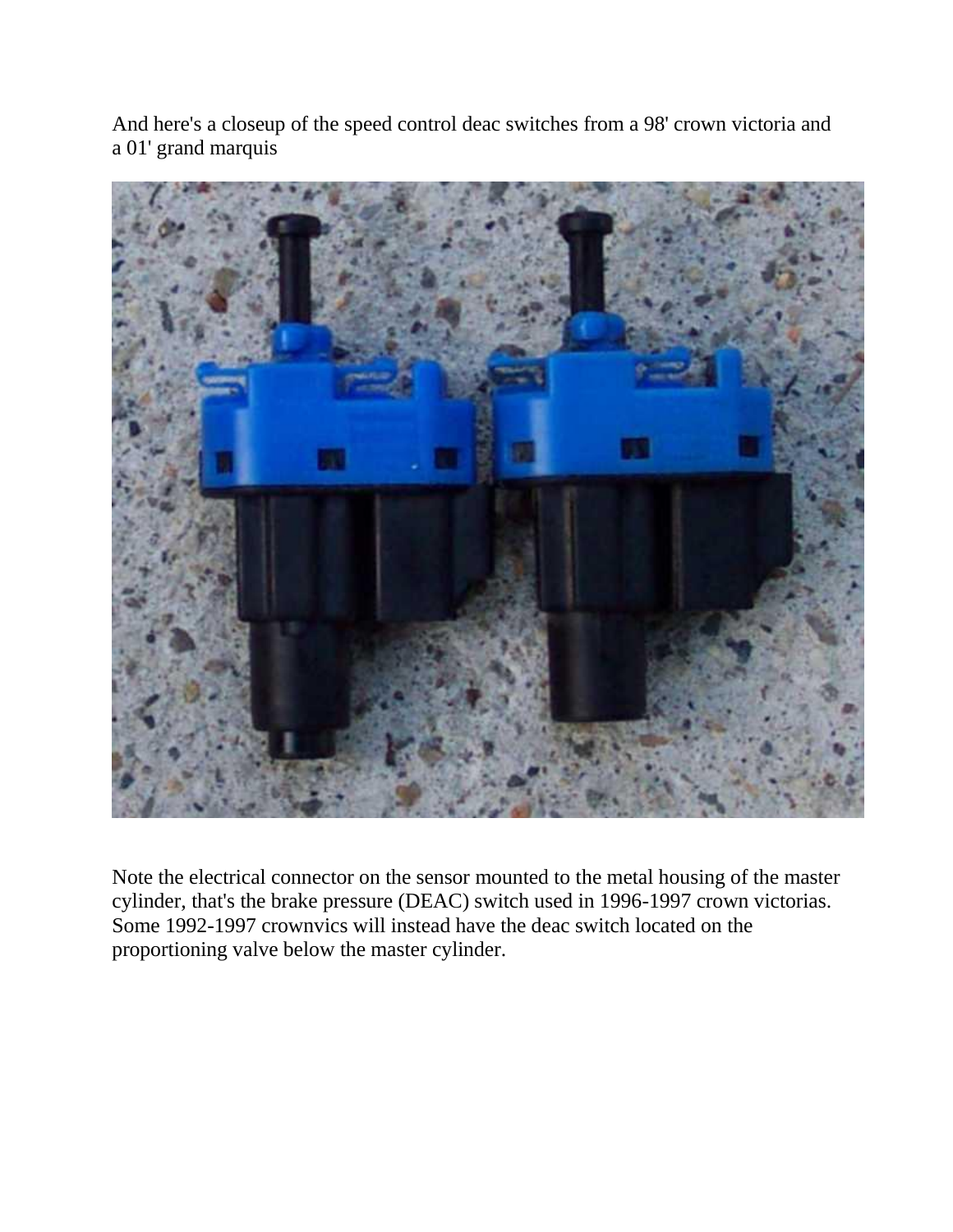And here's a closeup of the speed control deac switches from a 98' crown victoria and a 01' grand marquis

Note the electrical connector on the sensor mounted to the metal housing of the master cylinder, that's the brake pressure (DEAC) switch used in 1996-1997 crown victorias. Some 1992-1997 crownvics will instead have the deac switch located on the proportioning valve below the master cylinder.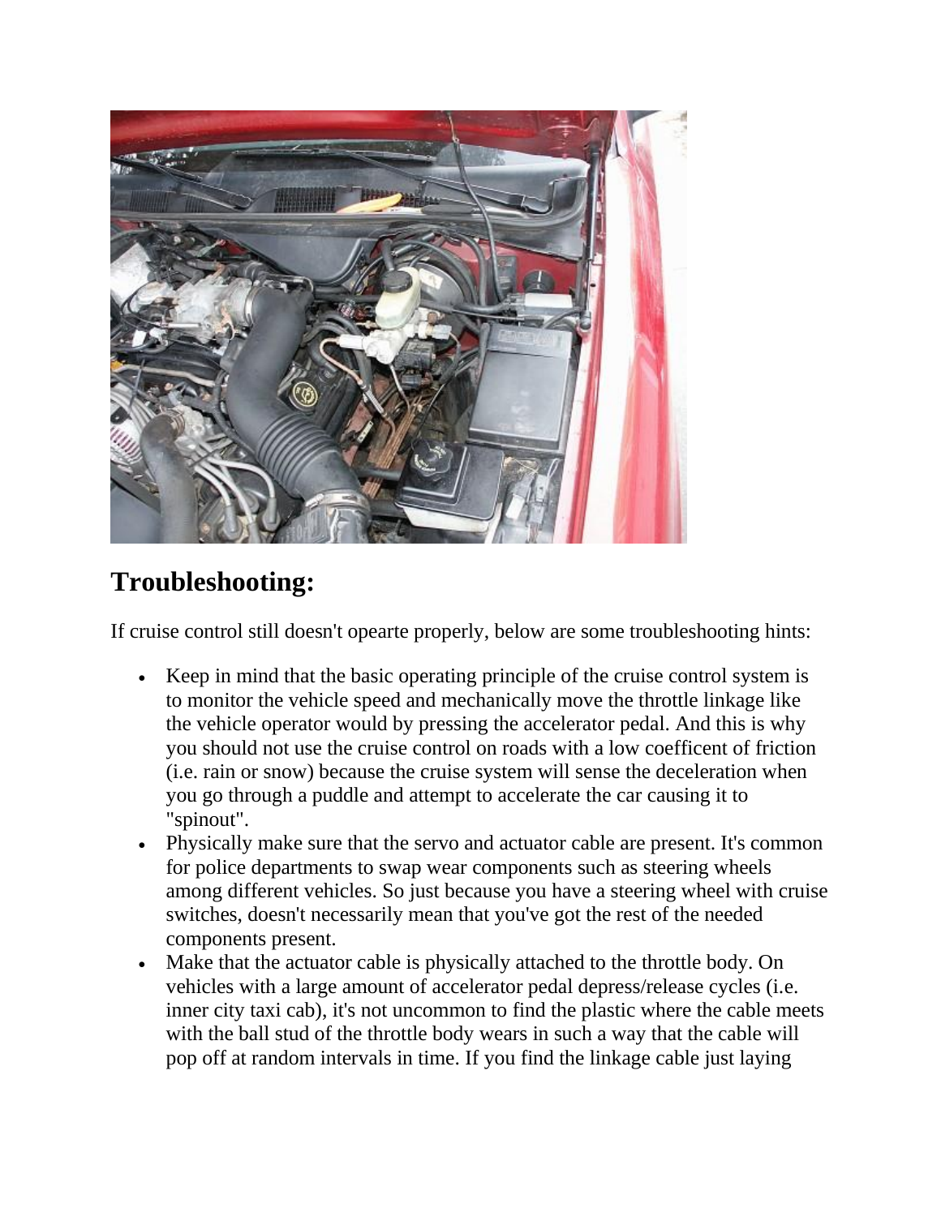## Troubleshooting:

If cruise control still doesn't opearte properly, below are some troubleshooting hints:

- Keep in mind that the basic operating principle of the cruise control system is to monitor the vehicle speed and mechanically move the throttle linkage like the vehicle operator would by pressing the accelerator pedal. And this is why you should not use the cruise control on roads with a low coefficent of friction (i.e. rain or snow) because the cruise system will sense the deceleration when you go through a puddle and attempt to accelerate the car causing it to "spinout".
- Physically make sure that the servo and actuator cable are present. It's common for police departments to swap wear components such as steering wheels among different vehicles. So just because you have a steering wheel with cruise switches, doesn't necessarily mean that you've got the rest of the needed components present.
- Make that the actuator cable is physically attached to the throttle body. On vehicles with a large amount of accelerator pedal depress/release cycles (i.e. inner city taxi cab), it's not uncommon to find the plastic where the cable meets with the ball stud of the throttle body wears in such a way that the cable will pop off at random intervals in time. If you find the linkage cable just laying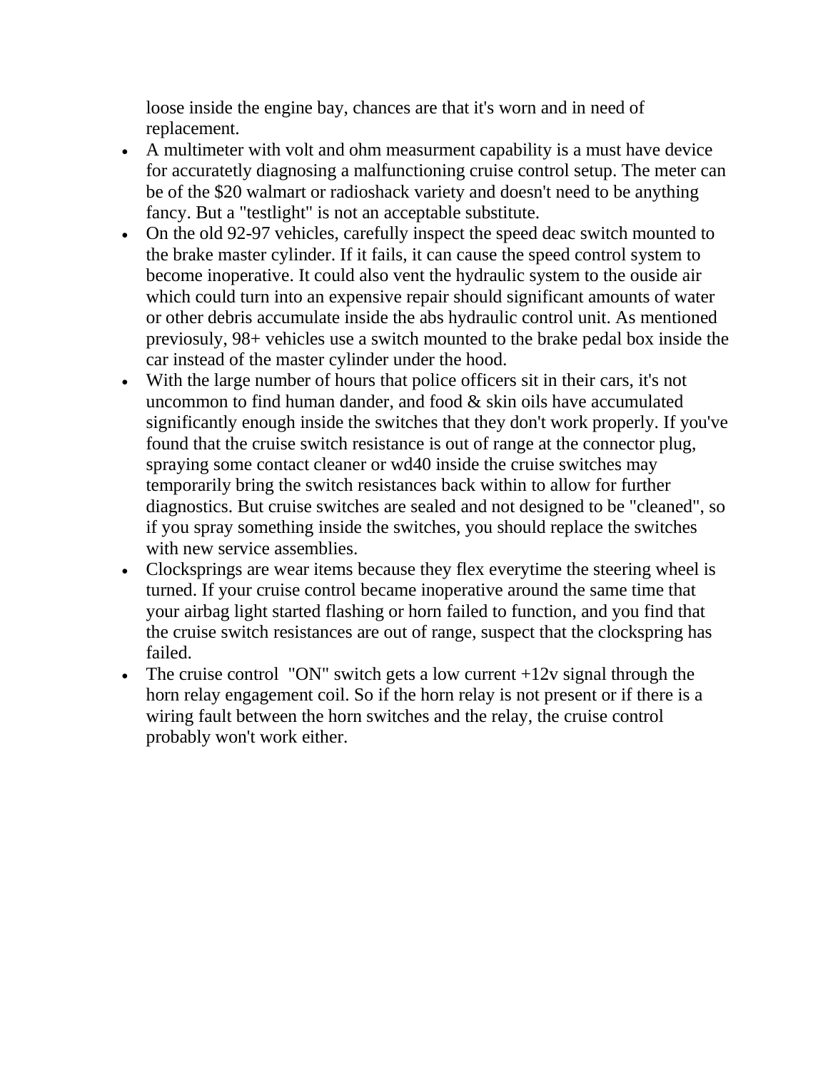loose inside the engine bay, chances are that it's worn and in need of replacement.

- A multimeter with volt and ohm measurment capability is a must have device for accuratetly diagnosing a malfunctioning cruise control setup. The meter can be of the $20 walmart or radioshack variety and doesn't need to be anything fancy. But a "testlight" is not an acceptable substitute.
- On the old 92-97 vehicles, carefully inspect the speed deac switch mounted to the brake master cylinder. If it fails, it can cause the speed control system to become inoperative. It could also vent the hydraulic system to the ouside air which could turn into an expensive repair should significant amounts of water or other debris accumulate inside the abs hydraulic control unit. As mentioned previosuly, 98+ vehicles use a switch mounted to the brake pedal box inside the car instead of the master cylinder under the hood.
- With the large number of hours that police officers sit in their cars, it's not uncommon to find human dander, and food & skin oils have accumulated significantly enough inside the switches that they don't work properly. If you've found that the cruise switch resistance is out of range at the connector plug, spraying some contact cleaner or wd40 inside the cruise switches may temporarily bring the switch resistances back within to allow for further diagnostics. But cruise switches are sealed and not designed to be "cleaned", so if you spray something inside the switches, you should replace the switches with new service assemblies.
- Clocksprings are wear items because they flex everytime the steering wheel is turned. If your cruise control became inoperative around the same time that your airbag light started flashing or horn failed to function, and you find that the cruise switch resistances are out of range, suspect that the clockspring has failed.
- The cruise control "ON" switch gets a low current +12v signal through the horn relay engagement coil. So if the horn relay is not present or if there is a wiring fault between the horn switches and the relay, the cruise control probably won't work either.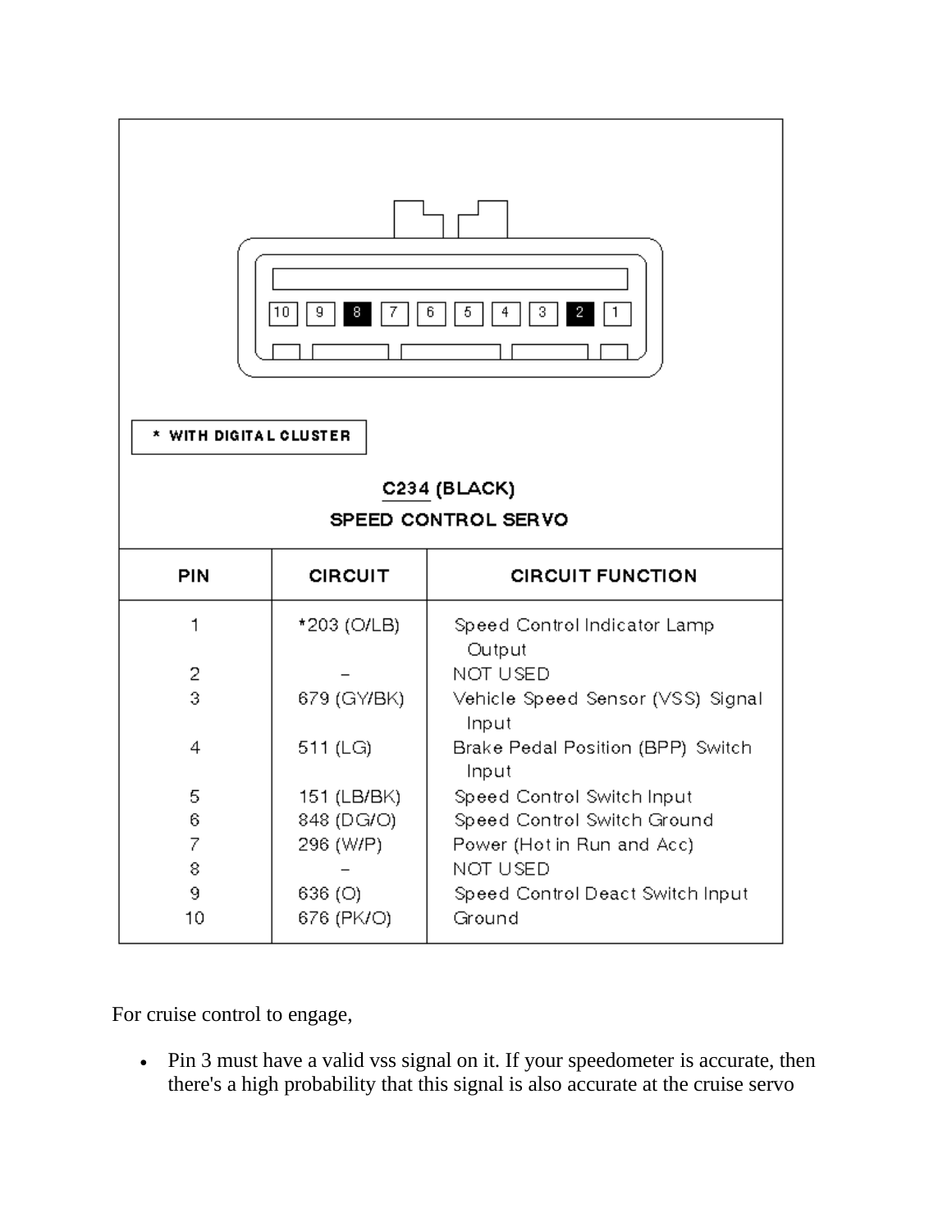10 9 8 7 6 5 4 3 2 1

* WITH DIGITAL CLUSTER

C234 (BLACK)

SPEED CONTROL SERVO

| PIN | CIRCUIT | CIRCUIT FUNCTION |
|---|---|---|
| 1 | *203 (O/LB) | Speed Control Indicator Lamp Output |
| 2 | – | NOT USED |
| 3 | 679 (GY/BK) | Vehicle Speed Sensor (VSS) Signal Input |
| 4 | 511 (LG) | Brake Pedal Position (BPP) Switch Input |
| 5 | 151 (LB/BK) | Speed Control Switch Input |
| 6 | 848 (DG/O) | Speed Control Switch Ground |
| 7 | 296 (W/P) | Power (Hot in Run and Acc) |
| 8 | – | NOT USED |
| 9 | 636 (O) | Speed Control Deact Switch Input |
| 10 | 676 (PK/O) | Ground |

For cruise control to engage,

- Pin 3 must have a valid vss signal on it. If your speedometer is accurate, then there's a high probability that this signal is also accurate at the cruise servo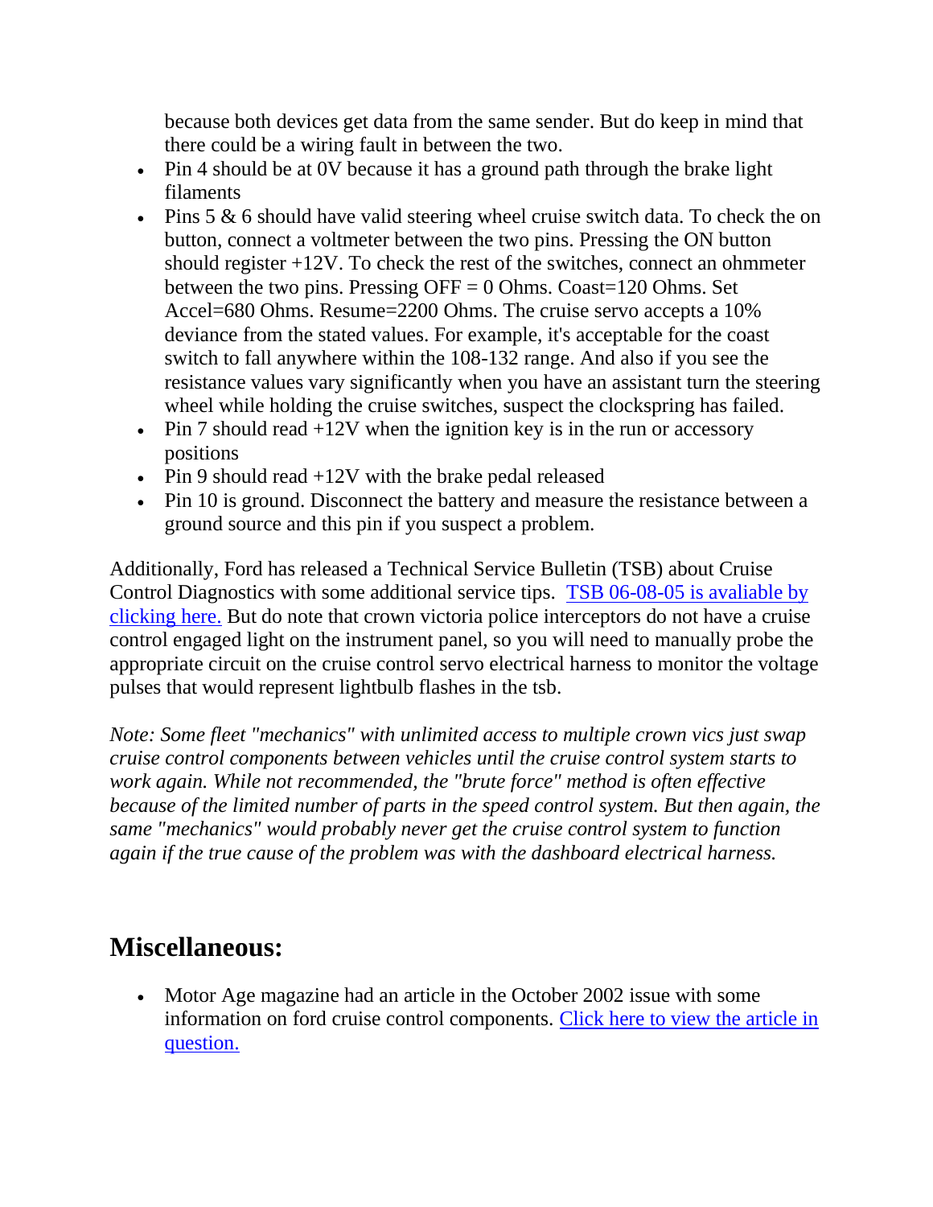because both devices get data from the same sender. But do keep in mind that there could be a wiring fault in between the two.

- Pin 4 should be at 0V because it has a ground path through the brake light filaments
- Pins 5 & 6 should have valid steering wheel cruise switch data. To check the on button, connect a voltmeter between the two pins. Pressing the ON button should register +12V. To check the rest of the switches, connect an ohmmeter between the two pins. Pressing OFF = 0 Ohms. Coast=120 Ohms. Set Accel=680 Ohms. Resume=2200 Ohms. The cruise servo accepts a 10% deviance from the stated values. For example, it's acceptable for the coast switch to fall anywhere within the 108-132 range. And also if you see the resistance values vary significantly when you have an assistant turn the steering wheel while holding the cruise switches, suspect the clockspring has failed.
- Pin 7 should read +12V when the ignition key is in the run or accessory positions
- Pin 9 should read +12V with the brake pedal released
- Pin 10 is ground. Disconnect the battery and measure the resistance between a ground source and this pin if you suspect a problem.

Additionally, Ford has released a Technical Service Bulletin (TSB) about Cruise Control Diagnostics with some additional service tips. [TSB 06-08-05 is avaliable by clicking here.]() But do note that crown victoria police interceptors do not have a cruise control engaged light on the instrument panel, so you will need to manually probe the appropriate circuit on the cruise control servo electrical harness to monitor the voltage pulses that would represent lightbulb flashes in the tsb.

*Note: Some fleet "mechanics" with unlimited access to multiple crown vics just swap cruise control components between vehicles until the cruise control system starts to work again. While not recommended, the "brute force" method is often effective because of the limited number of parts in the speed control system. But then again, the same "mechanics" would probably never get the cruise control system to function again if the true cause of the problem was with the dashboard electrical harness.*

## Miscellaneous:

- Motor Age magazine had an article in the October 2002 issue with some information on ford cruise control components. [Click here to view the article in question.]()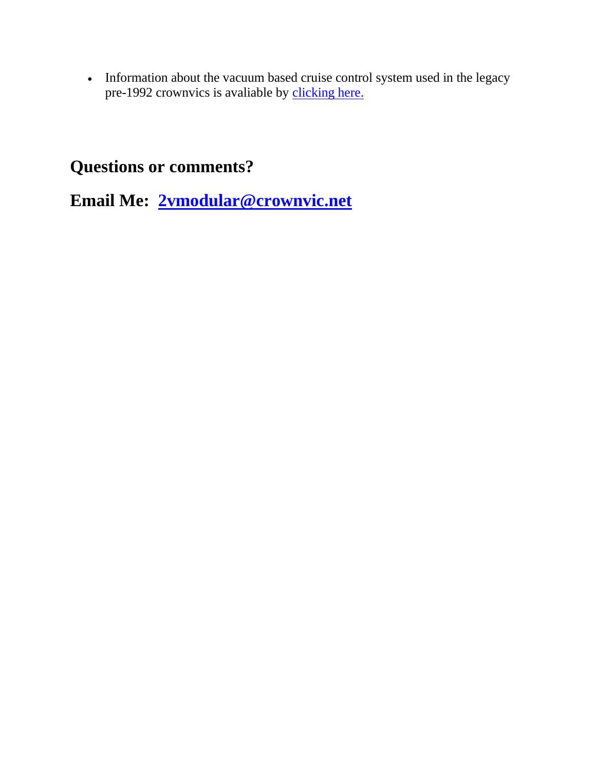- Information about the vacuum based cruise control system used in the legacy pre-1992 crownvics is avaliable by clicking here.

## Questions or comments?

## Email Me: 2vmodular@crownvic.net